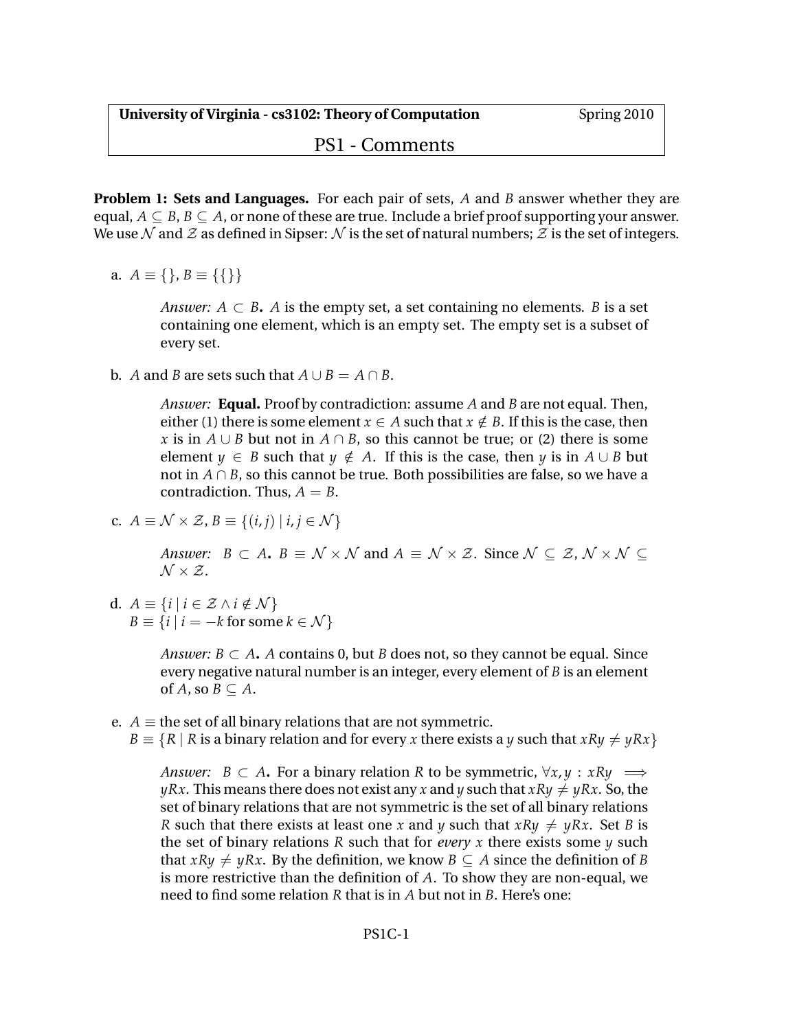**University of Virginia - cs3102: Theory of Computation** Spring 2010

# PS1 - Comments

**Problem 1: Sets and Languages.** For each pair of sets, $A$ and $B$ answer whether they are equal, $A \subseteq B$, $B \subseteq A$, or none of these are true. Include a brief proof supporting your answer. We use $\mathcal{N}$ and $\mathcal{Z}$ as defined in Sipser: $\mathcal{N}$ is the set of natural numbers; $\mathcal{Z}$ is the set of integers.

a. $A \equiv \{\}$, $B \equiv \{\{\}\}$

> *Answer:* $A \subset B$**.** $A$ is the empty set, a set containing no elements. $B$ is a set containing one element, which is an empty set. The empty set is a subset of every set.

b. $A$ and $B$ are sets such that $A \cup B = A \cap B$.

> *Answer:* **Equal.** Proof by contradiction: assume $A$ and $B$ are not equal. Then, either (1) there is some element $x \in A$ such that $x \notin B$. If this is the case, then $x$ is in $A \cup B$ but not in $A \cap B$, so this cannot be true; or (2) there is some element $y \in B$ such that $y \notin A$. If this is the case, then $y$ is in $A \cup B$ but not in $A \cap B$, so this cannot be true. Both possibilities are false, so we have a contradiction. Thus, $A = B$.

c. $A \equiv \mathcal{N} \times \mathcal{Z}$, $B \equiv \{(i, j) \mid i, j \in \mathcal{N}\}$

> *Answer:* $B \subset A$**.** $B \equiv \mathcal{N} \times \mathcal{N}$ and $A \equiv \mathcal{N} \times \mathcal{Z}$. Since $\mathcal{N} \subseteq \mathcal{Z}$, $\mathcal{N} \times \mathcal{N} \subseteq \mathcal{N} \times \mathcal{Z}$.

d. $A \equiv \{i \mid i \in \mathcal{Z} \wedge i \notin \mathcal{N}\}$
$B \equiv \{i \mid i = -k \text{ for some } k \in \mathcal{N}\}$

> *Answer:* $B \subset A$**.** $A$ contains 0, but $B$ does not, so they cannot be equal. Since every negative natural number is an integer, every element of $B$ is an element of $A$, so $B \subseteq A$.

e. $A \equiv$ the set of all binary relations that are not symmetric.
$B \equiv \{R \mid R \text{ is a binary relation and for every } x \text{ there exists a } y \text{ such that } xRy \neq yRx\}$

> *Answer:* $B \subset A$**.** For a binary relation $R$ to be symmetric, $\forall x, y : xRy \implies yRx$. This means there does not exist any $x$ and $y$ such that $xRy \neq yRx$. So, the set of binary relations that are not symmetric is the set of all binary relations $R$ such that there exists at least one $x$ and $y$ such that $xRy \neq yRx$. Set $B$ is the set of binary relations $R$ such that for *every* $x$ there exists some $y$ such that $xRy \neq yRx$. By the definition, we know $B \subseteq A$ since the definition of $B$ is more restrictive than the definition of $A$. To show they are non-equal, we need to find some relation $R$ that is in $A$ but not in $B$. Here's one: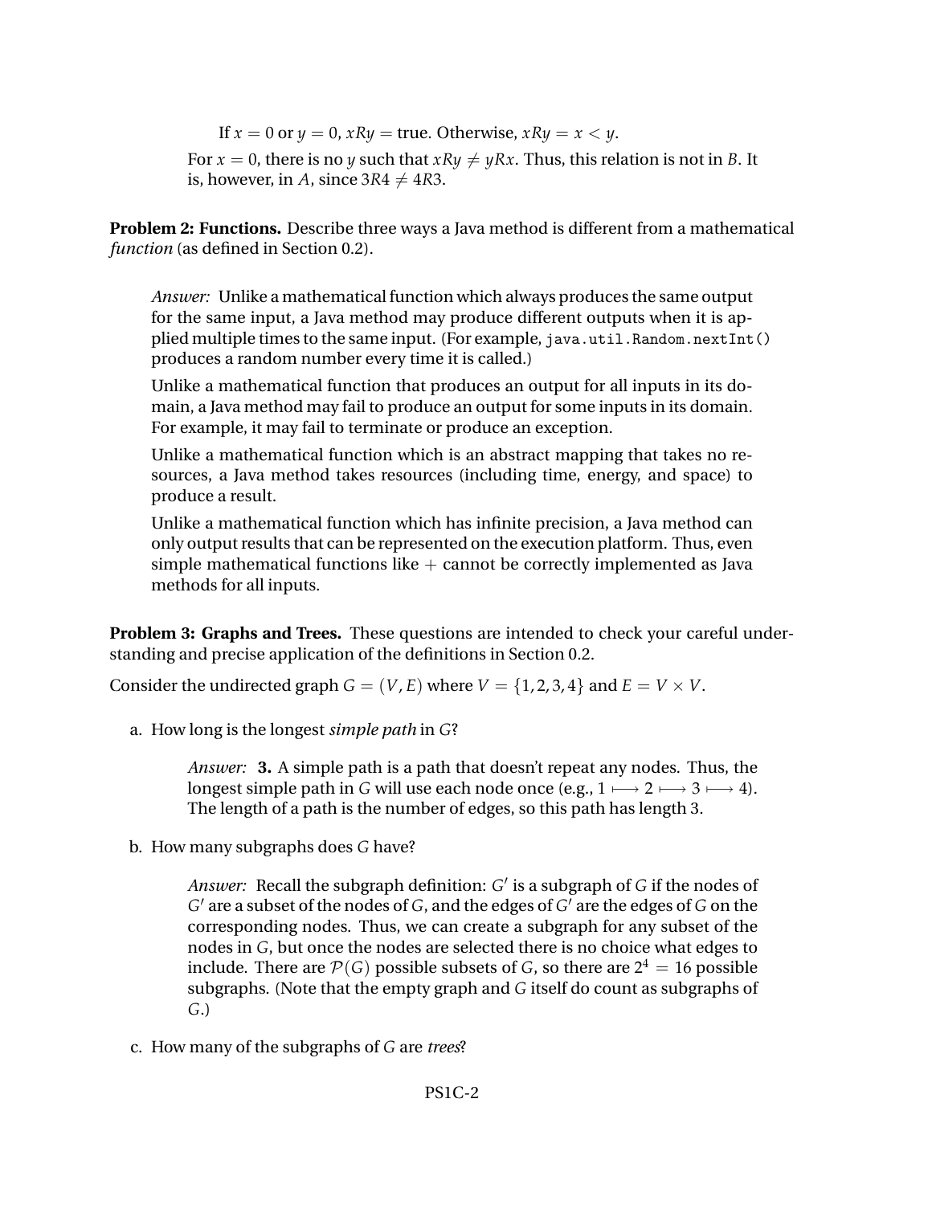If $x = 0$ or $y = 0$, $xRy =$ true. Otherwise, $xRy = x < y$.

For $x = 0$, there is no $y$ such that $xRy \neq yRx$. Thus, this relation is not in $B$. It is, however, in $A$, since $3R4 \neq 4R3$.

**Problem 2: Functions.** Describe three ways a Java method is different from a mathematical *function* (as defined in Section 0.2).

> *Answer:* Unlike a mathematical function which always produces the same output for the same input, a Java method may produce different outputs when it is applied multiple times to the same input. (For example, `java.util.Random.nextInt()` produces a random number every time it is called.)
>
> Unlike a mathematical function that produces an output for all inputs in its domain, a Java method may fail to produce an output for some inputs in its domain. For example, it may fail to terminate or produce an exception.
>
> Unlike a mathematical function which is an abstract mapping that takes no resources, a Java method takes resources (including time, energy, and space) to produce a result.
>
> Unlike a mathematical function which has infinite precision, a Java method can only output results that can be represented on the execution platform. Thus, even simple mathematical functions like $+$ cannot be correctly implemented as Java methods for all inputs.

**Problem 3: Graphs and Trees.** These questions are intended to check your careful understanding and precise application of the definitions in Section 0.2.

Consider the undirected graph $G = (V, E)$ where $V = \{1, 2, 3, 4\}$ and $E = V \times V$.

a. How long is the longest *simple path* in $G$?

> *Answer:* **3.** A simple path is a path that doesn't repeat any nodes. Thus, the longest simple path in $G$ will use each node once (e.g., $1 \longmapsto 2 \longmapsto 3 \longmapsto 4$). The length of a path is the number of edges, so this path has length 3.

b. How many subgraphs does $G$ have?

> *Answer:* Recall the subgraph definition: $G'$ is a subgraph of $G$ if the nodes of $G'$ are a subset of the nodes of $G$, and the edges of $G'$ are the edges of $G$ on the corresponding nodes. Thus, we can create a subgraph for any subset of the nodes in $G$, but once the nodes are selected there is no choice what edges to include. There are $\mathcal{P}(G)$ possible subsets of $G$, so there are $2^4 = 16$ possible subgraphs. (Note that the empty graph and $G$ itself do count as subgraphs of $G$.)

c. How many of the subgraphs of $G$ are *trees*?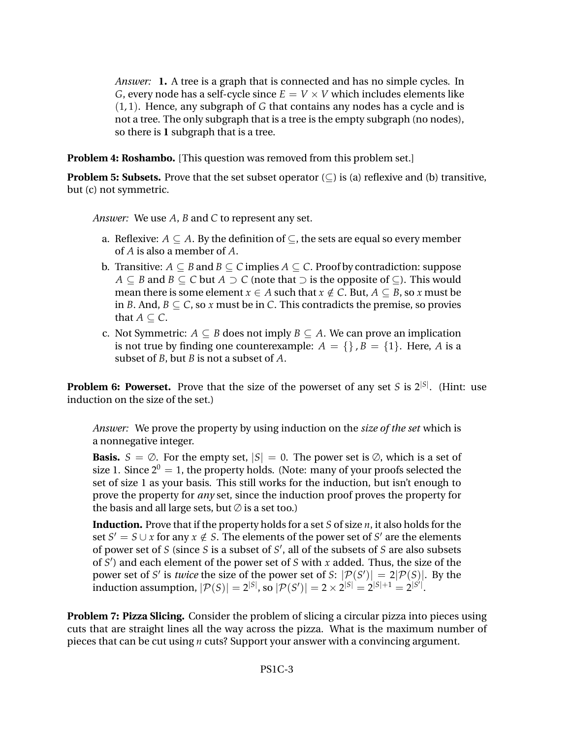*Answer:* **1.** A tree is a graph that is connected and has no simple cycles. In $G$, every node has a self-cycle since $E = V \times V$ which includes elements like $(1, 1)$. Hence, any subgraph of $G$ that contains any nodes has a cycle and is not a tree. The only subgraph that is a tree is the empty subgraph (no nodes), so there is **1** subgraph that is a tree.

**Problem 4: Roshambo.** [This question was removed from this problem set.]

**Problem 5: Subsets.** Prove that the set subset operator ($\subseteq$) is (a) reflexive and (b) transitive, but (c) not symmetric.

*Answer:* We use $A$, $B$ and $C$ to represent any set.

a. Reflexive: $A \subseteq A$. By the definition of $\subseteq$, the sets are equal so every member of $A$ is also a member of $A$.

b. Transitive: $A \subseteq B$ and $B \subseteq C$ implies $A \subseteq C$. Proof by contradiction: suppose $A \subseteq B$ and $B \subseteq C$ but $A \supset C$ (note that $\supset$ is the opposite of $\subseteq$). This would mean there is some element $x \in A$ such that $x \notin C$. But, $A \subseteq B$, so $x$ must be in $B$. And, $B \subseteq C$, so $x$ must be in $C$. This contradicts the premise, so provies that $A \subseteq C$.

c. Not Symmetric: $A \subseteq B$ does not imply $B \subseteq A$. We can prove an implication is not true by finding one counterexample: $A = \{\}, B = \{1\}$. Here, $A$ is a subset of $B$, but $B$ is not a subset of $A$.

**Problem 6: Powerset.** Prove that the size of the powerset of any set $S$ is $2^{|S|}$. (Hint: use induction on the size of the set.)

*Answer:* We prove the property by using induction on the *size of the set* which is a nonnegative integer.

**Basis.** $S = \emptyset$. For the empty set, $|S| = 0$. The power set is $\emptyset$, which is a set of size 1. Since $2^0 = 1$, the property holds. (Note: many of your proofs selected the set of size 1 as your basis. This still works for the induction, but isn't enough to prove the property for *any* set, since the induction proof proves the property for the basis and all large sets, but $\emptyset$ is a set too.)

**Induction.** Prove that if the property holds for a set $S$ of size $n$, it also holds for the set $S' = S \cup x$ for any $x \notin S$. The elements of the power set of $S'$ are the elements of power set of $S$ (since $S$ is a subset of $S'$, all of the subsets of $S$ are also subsets of $S'$) and each element of the power set of $S$ with $x$ added. Thus, the size of the power set of $S'$ is *twice* the size of the power set of $S$: $|\mathcal{P}(S')| = 2|\mathcal{P}(S)|$. By the induction assumption, $|\mathcal{P}(S)| = 2^{|S|}$, so $|\mathcal{P}(S')| = 2 \times 2^{|S|} = 2^{|S|+1} = 2^{|S'|}$.

**Problem 7: Pizza Slicing.** Consider the problem of slicing a circular pizza into pieces using cuts that are straight lines all the way across the pizza. What is the maximum number of pieces that can be cut using $n$ cuts? Support your answer with a convincing argument.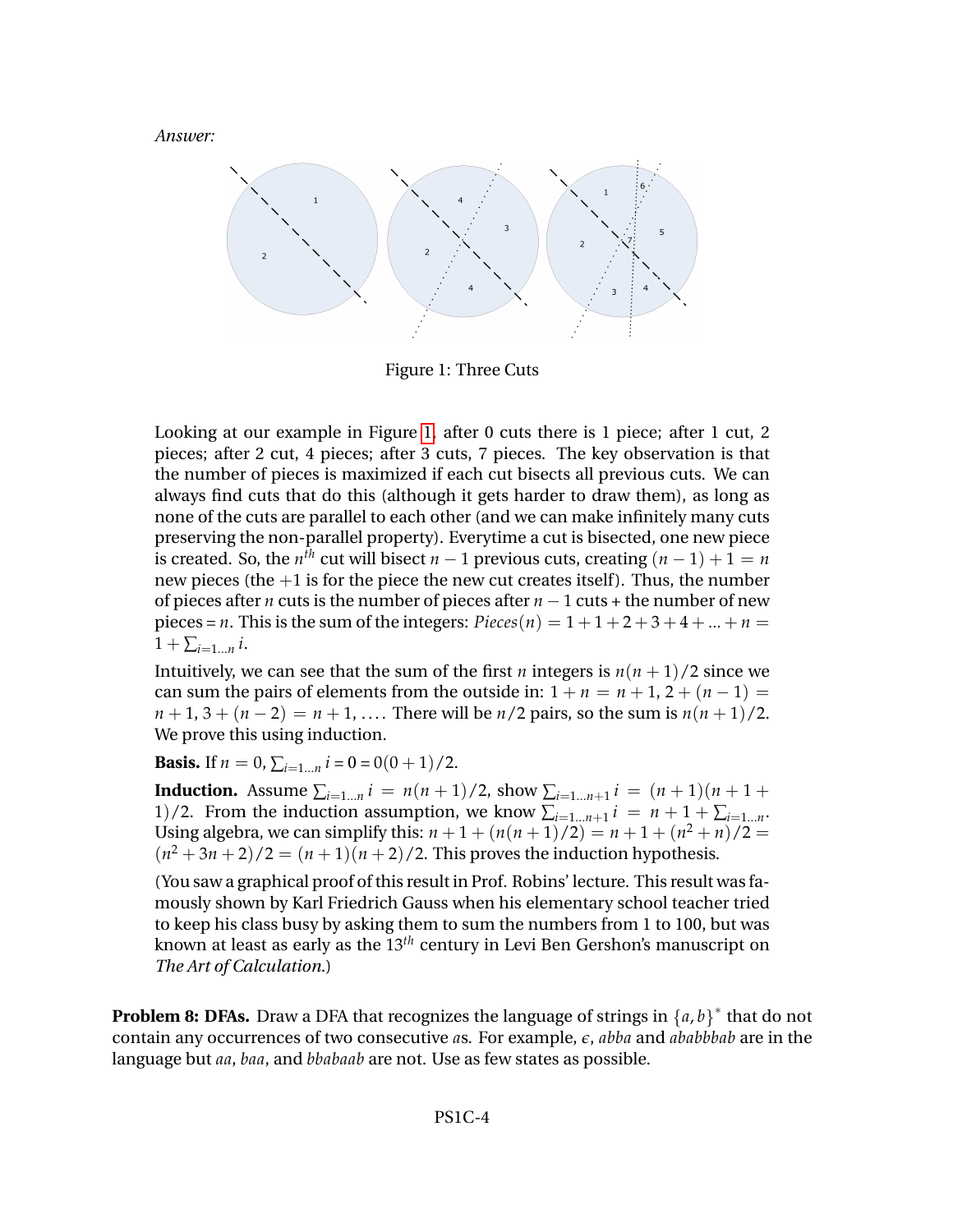*Answer:*

Figure 1: Three Cuts

Looking at our example in Figure 1, after 0 cuts there is 1 piece; after 1 cut, 2 pieces; after 2 cut, 4 pieces; after 3 cuts, 7 pieces. The key observation is that the number of pieces is maximized if each cut bisects all previous cuts. We can always find cuts that do this (although it gets harder to draw them), as long as none of the cuts are parallel to each other (and we can make infinitely many cuts preserving the non-parallel property). Everytime a cut is bisected, one new piece is created. So, the $n^{th}$ cut will bisect $n-1$ previous cuts, creating $(n-1)+1 = n$ new pieces (the $+1$ is for the piece the new cut creates itself). Thus, the number of pieces after $n$ cuts is the number of pieces after $n-1$ cuts + the number of new pieces = $n$. This is the sum of the integers: $Pieces(n) = 1 + 1 + 2 + 3 + 4 + ... + n = 1 + \sum_{i=1...n} i$.

Intuitively, we can see that the sum of the first $n$ integers is $n(n+1)/2$ since we can sum the pairs of elements from the outside in: $1 + n = n+1$, $2 + (n-1) = n+1$, $3 + (n-2) = n+1$, .... There will be $n/2$ pairs, so the sum is $n(n+1)/2$. We prove this using induction.

**Basis.** If $n = 0$, $\sum_{i=1...n} i = 0 = 0(0+1)/2$.

**Induction.** Assume $\sum_{i=1...n} i = n(n+1)/2$, show $\sum_{i=1...n+1} i = (n+1)(n+1+1)/2$. From the induction assumption, we know $\sum_{i=1...n+1} i = n+1+\sum_{i=1...n}$. Using algebra, we can simplify this: $n+1+(n(n+1)/2) = n+1+(n^2+n)/2 = (n^2+3n+2)/2 = (n+1)(n+2)/2$. This proves the induction hypothesis.

(You saw a graphical proof of this result in Prof. Robins' lecture. This result was famously shown by Karl Friedrich Gauss when his elementary school teacher tried to keep his class busy by asking them to sum the numbers from 1 to 100, but was known at least as early as the $13^{th}$ century in Levi Ben Gershon's manuscript on *The Art of Calculation.*)

**Problem 8: DFAs.** Draw a DFA that recognizes the language of strings in $\{a, b\}^*$ that do not contain any occurrences of two consecutive *a*s. For example, $\epsilon$, *abba* and *ababbbab* are in the language but *aa*, *baa*, and *bbabaab* are not. Use as few states as possible.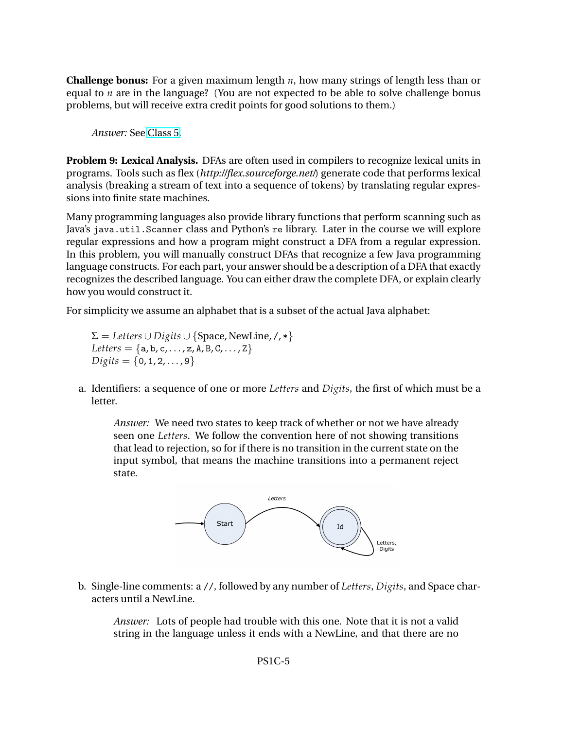**Challenge bonus:** For a given maximum length $n$, how many strings of length less than or equal to $n$ are in the language? (You are not expected to be able to solve challenge bonus problems, but will receive extra credit points for good solutions to them.)

> *Answer:* See Class 5.

**Problem 9: Lexical Analysis.** DFAs are often used in compilers to recognize lexical units in programs. Tools such as flex (*http://flex.sourceforge.net/*) generate code that performs lexical analysis (breaking a stream of text into a sequence of tokens) by translating regular expressions into finite state machines.

Many programming languages also provide library functions that perform scanning such as Java's `java.util.Scanner` class and Python's `re` library. Later in the course we will explore regular expressions and how a program might construct a DFA from a regular expression. In this problem, you will manually construct DFAs that recognize a few Java programming language constructs. For each part, your answer should be a description of a DFA that exactly recognizes the described language. You can either draw the complete DFA, or explain clearly how you would construct it.

For simplicity we assume an alphabet that is a subset of the actual Java alphabet:

> $\Sigma = Letters \cup Digits \cup \{\text{Space}, \text{NewLine}, /, *\}$
> $Letters = \{\texttt{a}, \texttt{b}, \texttt{c}, \ldots, \texttt{z}, \texttt{A}, \texttt{B}, \texttt{C}, \ldots, \texttt{Z}\}$
> $Digits = \{\texttt{0}, \texttt{1}, \texttt{2}, \ldots, \texttt{9}\}$

a. Identifiers: a sequence of one or more *Letters* and *Digits*, the first of which must be a letter.

> *Answer:* We need two states to keep track of whether or not we have already seen one *Letters*. We follow the convention here of not showing transitions that lead to rejection, so for if there is no transition in the current state on the input symbol, that means the machine transitions into a permanent reject state.

b. Single-line comments: a `//`, followed by any number of *Letters*, *Digits*, and Space characters until a NewLine.

> *Answer:* Lots of people had trouble with this one. Note that it is not a valid string in the language unless it ends with a NewLine, and that there are no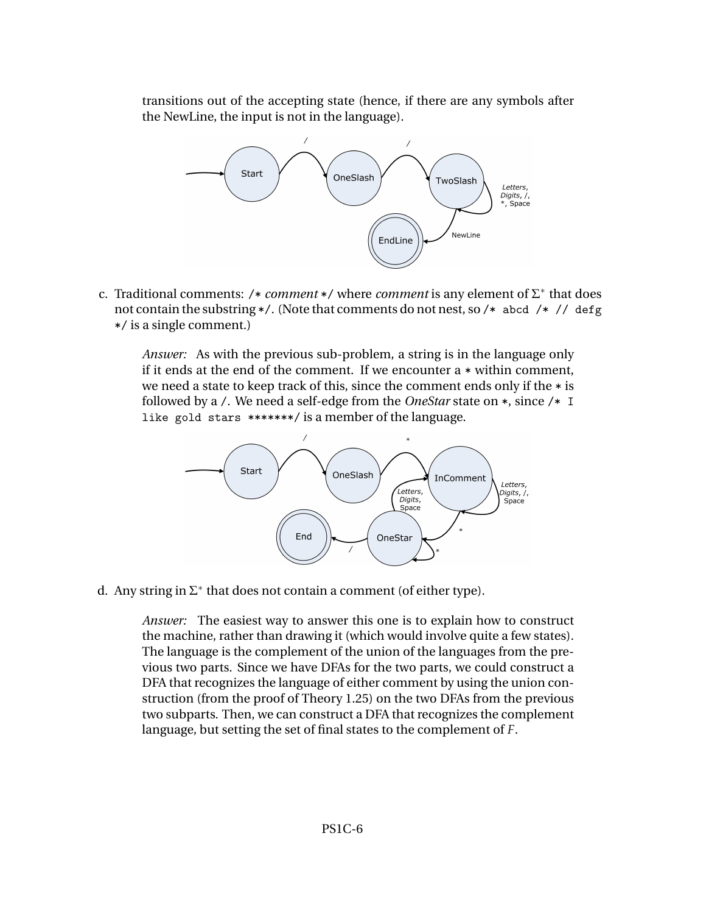transitions out of the accepting state (hence, if there are any symbols after the NewLine, the input is not in the language).

/

/

Start

OneSlash

TwoSlash

Letters, Digits, /, *, Space

EndLine

NewLine

c. Traditional comments: `/*` *comment* `*/` where *comment* is any element of $\Sigma^*$ that does not contain the substring `*/`. (Note that comments do not nest, so `/* abcd /* // defg */` is a single comment.)

> *Answer:* As with the previous sub-problem, a string is in the language only if it ends at the end of the comment. If we encounter a `*` within comment, we need a state to keep track of this, since the comment ends only if the `*` is followed by a `/`. We need a self-edge from the *OneStar* state on `*`, since `/* I like gold stars *******/` is a member of the language.

/

*

Start

OneSlash

InComment

Letters, Digits, Space

Letters, Digits, /, Space

End

OneStar

*

/

*

d. Any string in $\Sigma^*$ that does not contain a comment (of either type).

> *Answer:* The easiest way to answer this one is to explain how to construct the machine, rather than drawing it (which would involve quite a few states). The language is the complement of the union of the languages from the previous two parts. Since we have DFAs for the two parts, we could construct a DFA that recognizes the language of either comment by using the union construction (from the proof of Theory 1.25) on the two DFAs from the previous two subparts. Then, we can construct a DFA that recognizes the complement language, but setting the set of final states to the complement of $F$.